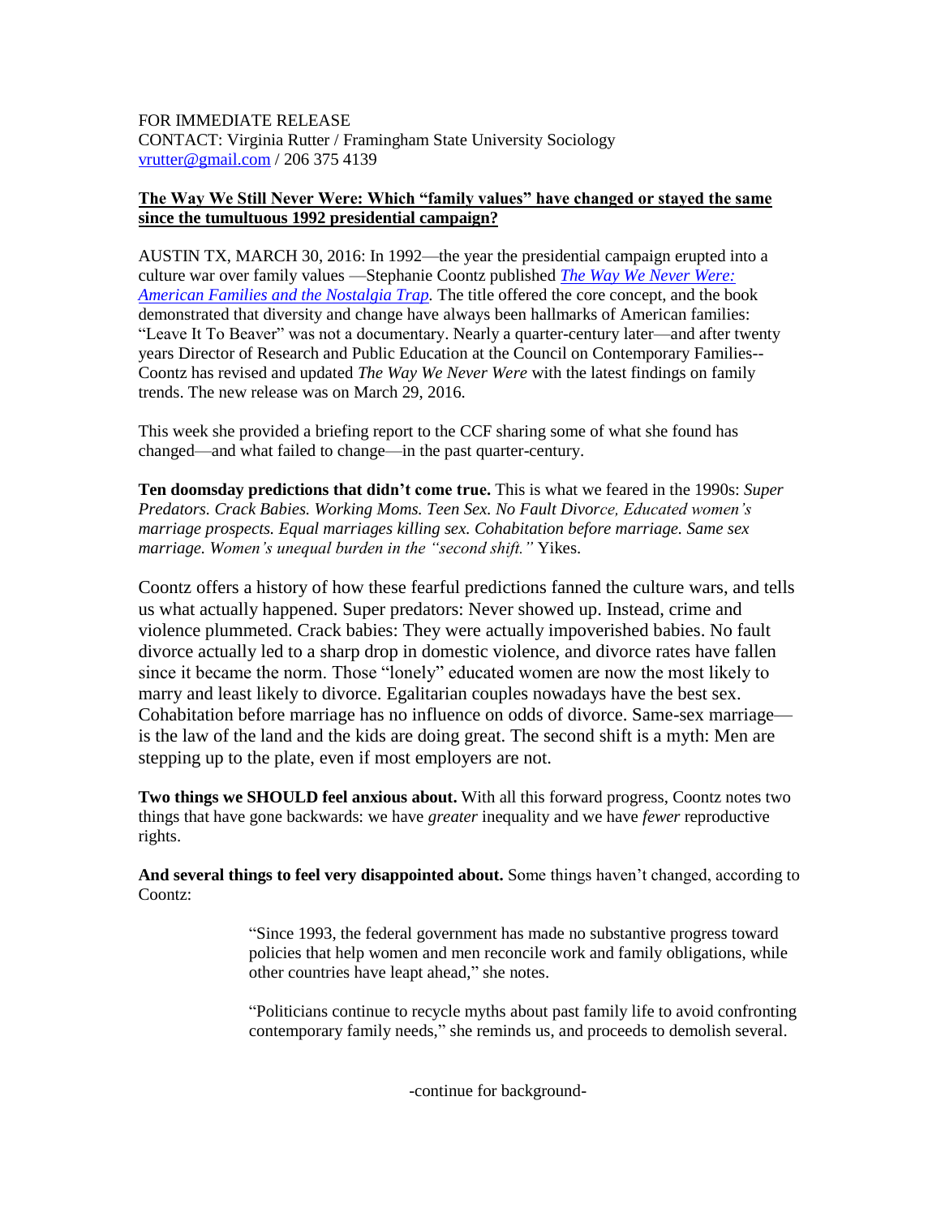FOR IMMEDIATE RELEASE
CONTACT: Virginia Rutter / Framingham State University Sociology
vrutter@gmail.com / 206 375 4139

**The Way We Still Never Were: Which "family values" have changed or stayed the same since the tumultuous 1992 presidential campaign?**

AUSTIN TX, MARCH 30, 2016: In 1992—the year the presidential campaign erupted into a culture war over family values —Stephanie Coontz published *The Way We Never Were: American Families and the Nostalgia Trap.* The title offered the core concept, and the book demonstrated that diversity and change have always been hallmarks of American families: "Leave It To Beaver" was not a documentary. Nearly a quarter-century later—and after twenty years Director of Research and Public Education at the Council on Contemporary Families--Coontz has revised and updated *The Way We Never Were* with the latest findings on family trends. The new release was on March 29, 2016.

This week she provided a briefing report to the CCF sharing some of what she found has changed—and what failed to change—in the past quarter-century.

**Ten doomsday predictions that didn't come true.** This is what we feared in the 1990s: *Super Predators. Crack Babies. Working Moms. Teen Sex. No Fault Divorce, Educated women's marriage prospects. Equal marriages killing sex. Cohabitation before marriage. Same sex marriage. Women's unequal burden in the "second shift."* Yikes.

Coontz offers a history of how these fearful predictions fanned the culture wars, and tells us what actually happened. Super predators: Never showed up. Instead, crime and violence plummeted. Crack babies: They were actually impoverished babies. No fault divorce actually led to a sharp drop in domestic violence, and divorce rates have fallen since it became the norm. Those "lonely" educated women are now the most likely to marry and least likely to divorce. Egalitarian couples nowadays have the best sex. Cohabitation before marriage has no influence on odds of divorce. Same-sex marriage—is the law of the land and the kids are doing great. The second shift is a myth: Men are stepping up to the plate, even if most employers are not.

**Two things we SHOULD feel anxious about.** With all this forward progress, Coontz notes two things that have gone backwards: we have *greater* inequality and we have *fewer* reproductive rights.

**And several things to feel very disappointed about.** Some things haven't changed, according to Coontz:

> "Since 1993, the federal government has made no substantive progress toward policies that help women and men reconcile work and family obligations, while other countries have leapt ahead," she notes.
>
> "Politicians continue to recycle myths about past family life to avoid confronting contemporary family needs," she reminds us, and proceeds to demolish several.

-continue for background-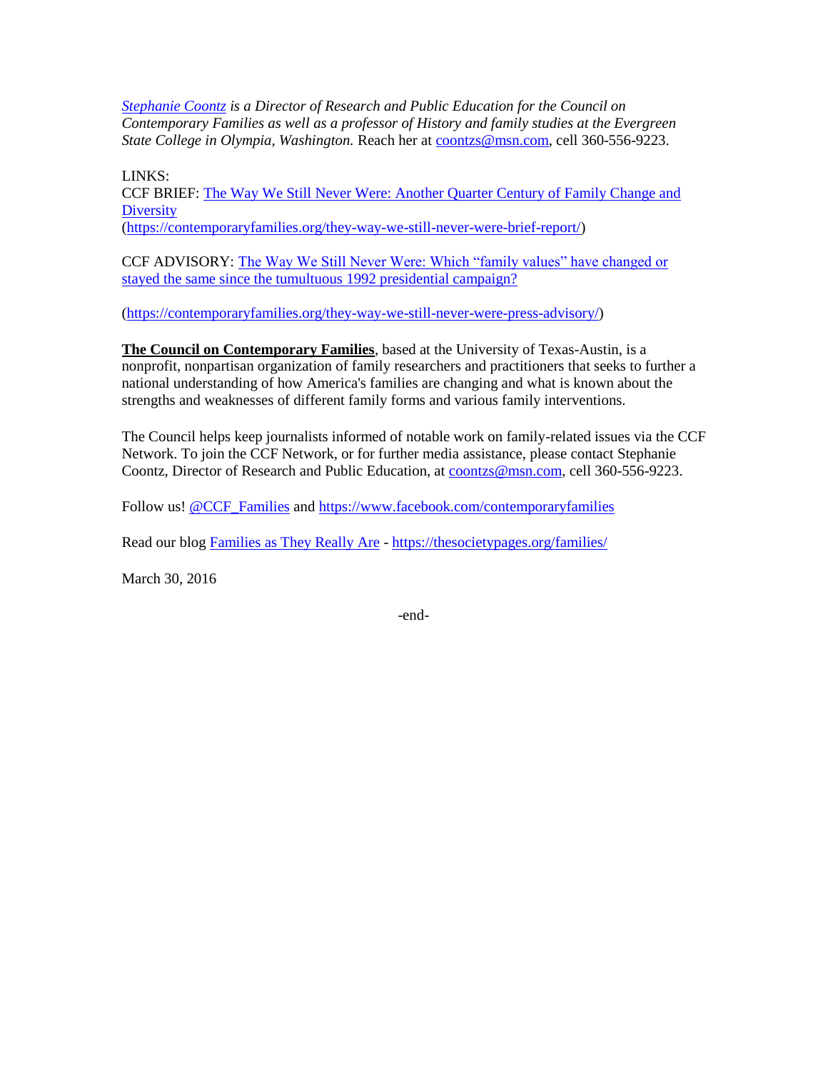*Stephanie Coontz is a Director of Research and Public Education for the Council on Contemporary Families as well as a professor of History and family studies at the Evergreen State College in Olympia, Washington.* Reach her at coontzs@msn.com, cell 360-556-9223.

LINKS:
CCF BRIEF: The Way We Still Never Were: Another Quarter Century of Family Change and Diversity
(https://contemporaryfamilies.org/they-way-we-still-never-were-brief-report/)

CCF ADVISORY: The Way We Still Never Were: Which "family values" have changed or stayed the same since the tumultuous 1992 presidential campaign?

(https://contemporaryfamilies.org/they-way-we-still-never-were-press-advisory/)

**The Council on Contemporary Families**, based at the University of Texas-Austin, is a nonprofit, nonpartisan organization of family researchers and practitioners that seeks to further a national understanding of how America's families are changing and what is known about the strengths and weaknesses of different family forms and various family interventions.

The Council helps keep journalists informed of notable work on family-related issues via the CCF Network. To join the CCF Network, or for further media assistance, please contact Stephanie Coontz, Director of Research and Public Education, at coontzs@msn.com, cell 360-556-9223.

Follow us! @CCF_Families and https://www.facebook.com/contemporaryfamilies

Read our blog Families as They Really Are - https://thesocietypages.org/families/

March 30, 2016

-end-